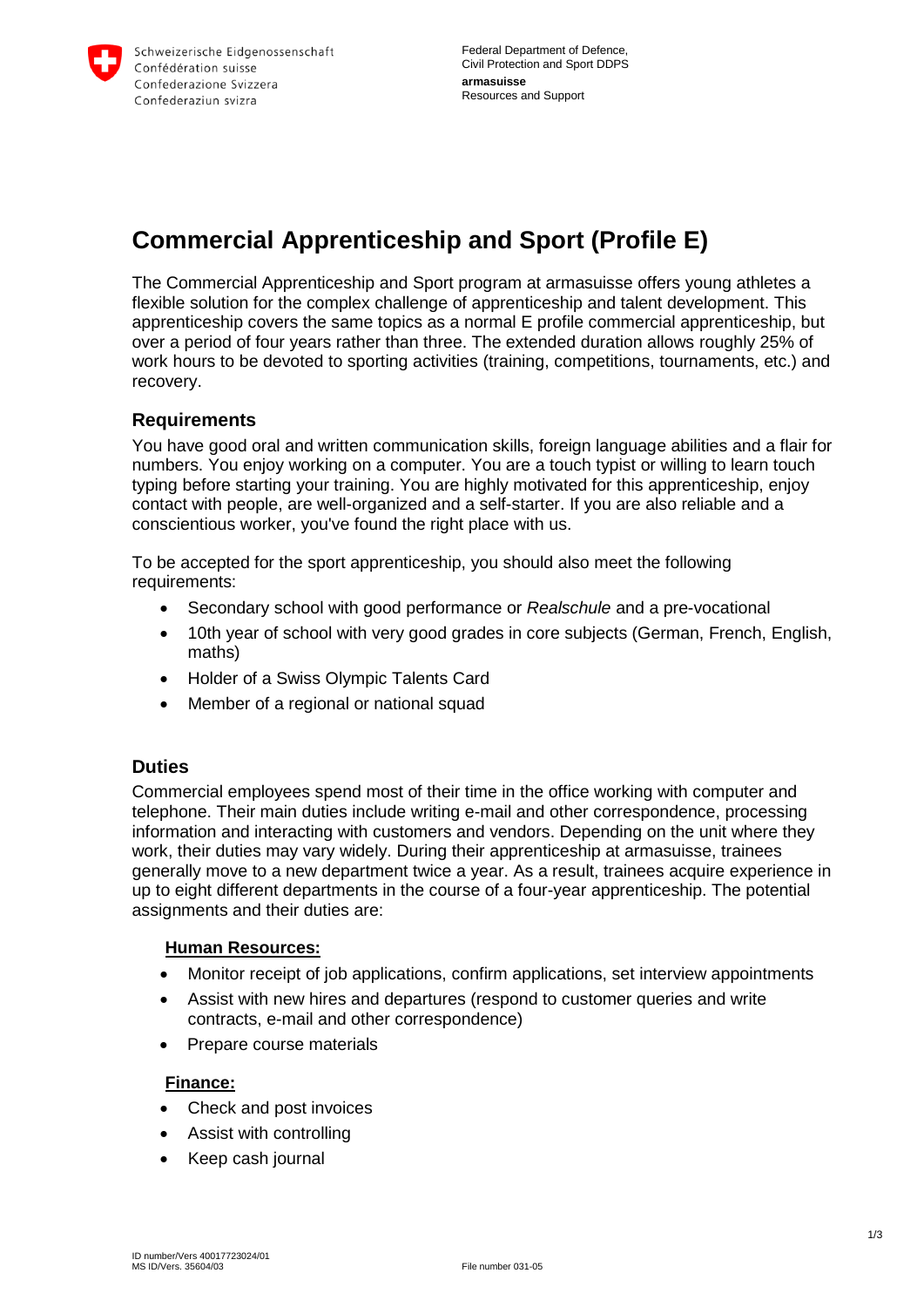Schweizerische Eidgenossenschaft
Confédération suisse
Confederazione Svizzera
Confederaziun svizra

Federal Department of Defence, Civil Protection and Sport DDPS
**armasuisse**
Resources and Support

# Commercial Apprenticeship and Sport (Profile E)

The Commercial Apprenticeship and Sport program at armasuisse offers young athletes a flexible solution for the complex challenge of apprenticeship and talent development. This apprenticeship covers the same topics as a normal E profile commercial apprenticeship, but over a period of four years rather than three. The extended duration allows roughly 25% of work hours to be devoted to sporting activities (training, competitions, tournaments, etc.) and recovery.

## Requirements

You have good oral and written communication skills, foreign language abilities and a flair for numbers. You enjoy working on a computer. You are a touch typist or willing to learn touch typing before starting your training. You are highly motivated for this apprenticeship, enjoy contact with people, are well-organized and a self-starter. If you are also reliable and a conscientious worker, you've found the right place with us.

To be accepted for the sport apprenticeship, you should also meet the following requirements:

- Secondary school with good performance or *Realschule* and a pre-vocational
- 10th year of school with very good grades in core subjects (German, French, English, maths)
- Holder of a Swiss Olympic Talents Card
- Member of a regional or national squad

## Duties

Commercial employees spend most of their time in the office working with computer and telephone. Their main duties include writing e-mail and other correspondence, processing information and interacting with customers and vendors. Depending on the unit where they work, their duties may vary widely. During their apprenticeship at armasuisse, trainees generally move to a new department twice a year. As a result, trainees acquire experience in up to eight different departments in the course of a four-year apprenticeship. The potential assignments and their duties are:

### Human Resources:

- Monitor receipt of job applications, confirm applications, set interview appointments
- Assist with new hires and departures (respond to customer queries and write contracts, e-mail and other correspondence)
- Prepare course materials

### Finance:

- Check and post invoices
- Assist with controlling
- Keep cash journal

ID number/Vers 40017723024/01
MS ID/Vers. 35604/03
File number 031-05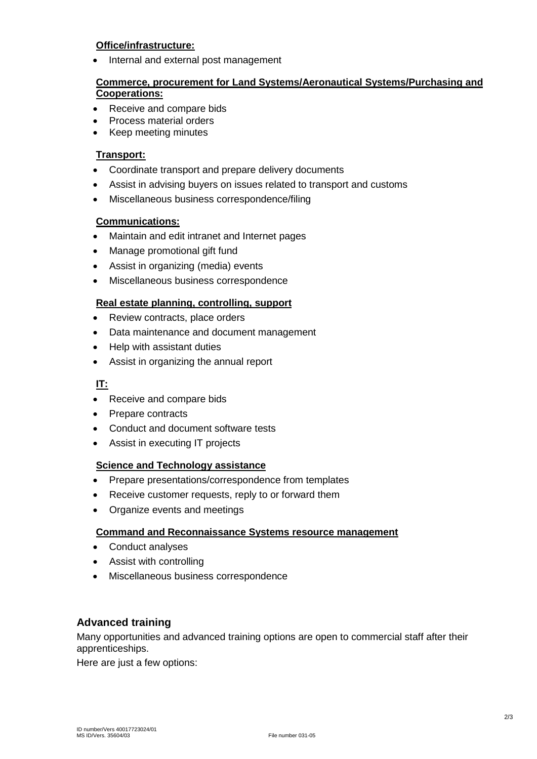**Office/infrastructure:**

- Internal and external post management

**Commerce, procurement for Land Systems/Aeronautical Systems/Purchasing and Cooperations:**

- Receive and compare bids
- Process material orders
- Keep meeting minutes

**Transport:**

- Coordinate transport and prepare delivery documents
- Assist in advising buyers on issues related to transport and customs
- Miscellaneous business correspondence/filing

**Communications:**

- Maintain and edit intranet and Internet pages
- Manage promotional gift fund
- Assist in organizing (media) events
- Miscellaneous business correspondence

**Real estate planning, controlling, support**

- Review contracts, place orders
- Data maintenance and document management
- Help with assistant duties
- Assist in organizing the annual report

**IT:**

- Receive and compare bids
- Prepare contracts
- Conduct and document software tests
- Assist in executing IT projects

**Science and Technology assistance**

- Prepare presentations/correspondence from templates
- Receive customer requests, reply to or forward them
- Organize events and meetings

**Command and Reconnaissance Systems resource management**

- Conduct analyses
- Assist with controlling
- Miscellaneous business correspondence

## Advanced training

Many opportunities and advanced training options are open to commercial staff after their apprenticeships.

Here are just a few options: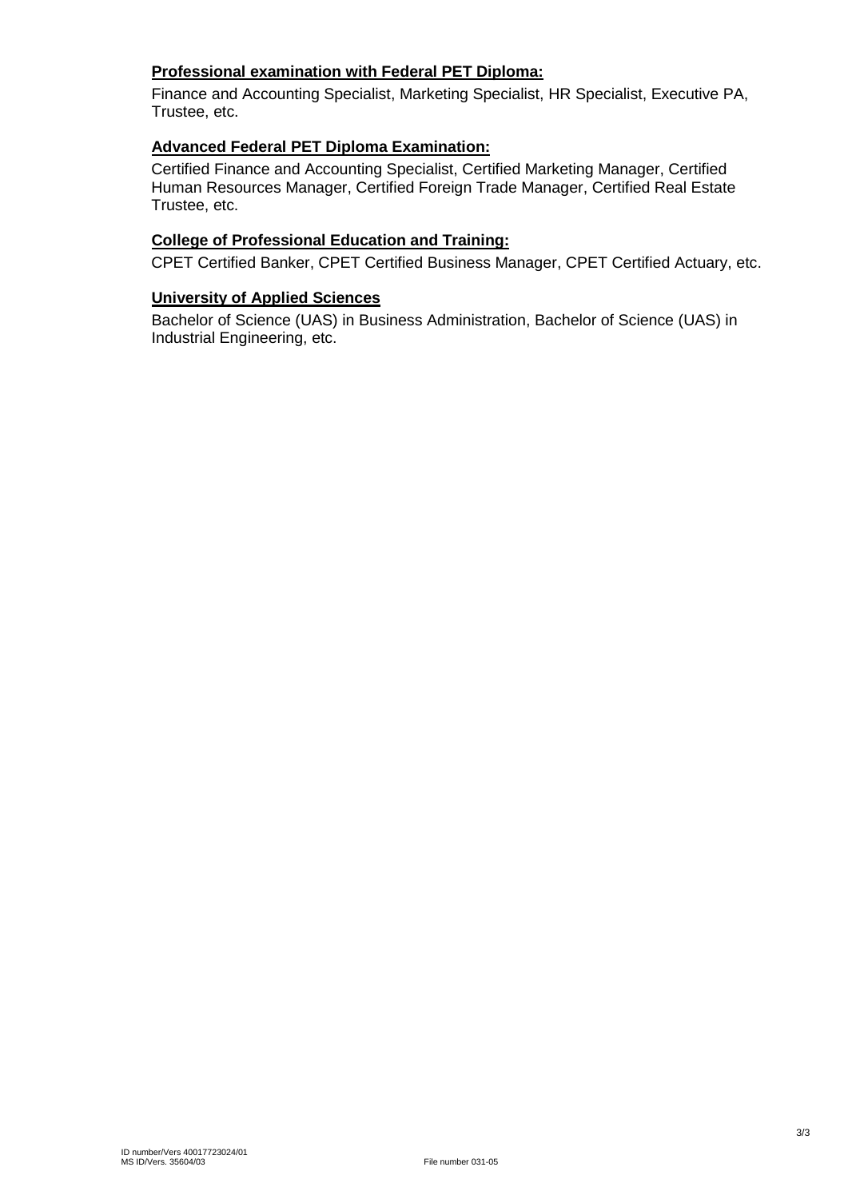**Professional examination with Federal PET Diploma:**

Finance and Accounting Specialist, Marketing Specialist, HR Specialist, Executive PA, Trustee, etc.

**Advanced Federal PET Diploma Examination:**

Certified Finance and Accounting Specialist, Certified Marketing Manager, Certified Human Resources Manager, Certified Foreign Trade Manager, Certified Real Estate Trustee, etc.

**College of Professional Education and Training:**

CPET Certified Banker, CPET Certified Business Manager, CPET Certified Actuary, etc.

**University of Applied Sciences**

Bachelor of Science (UAS) in Business Administration, Bachelor of Science (UAS) in Industrial Engineering, etc.